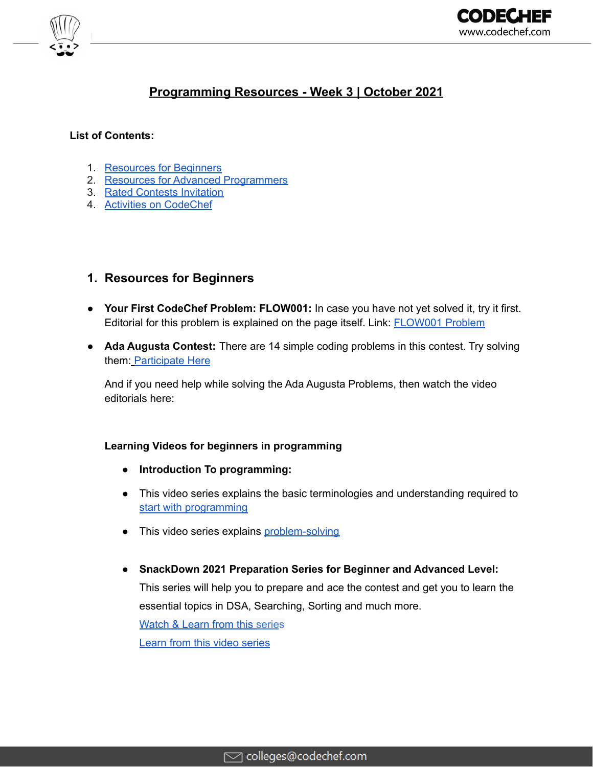# Programming Resources - Week 3 | October 2021

**List of Contents:**

1. Resources for Beginners
2. Resources for Advanced Programmers
3. Rated Contests Invitation
4. Activities on CodeChef

## 1. Resources for Beginners

- **Your First CodeChef Problem: FLOW001:** In case you have not yet solved it, try it first. Editorial for this problem is explained on the page itself. Link: FLOW001 Problem

- **Ada Augusta Contest:** There are 14 simple coding problems in this contest. Try solving them: Participate Here

  And if you need help while solving the Ada Augusta Problems, then watch the video editorials here:

  **Learning Videos for beginners in programming**

  - **Introduction To programming:**
  - This video series explains the basic terminologies and understanding required to start with programming
  - This video series explains problem-solving

  - **SnackDown 2021 Preparation Series for Beginner and Advanced Level:**
    This series will help you to prepare and ace the contest and get you to learn the essential topics in DSA, Searching, Sorting and much more.
    Watch & Learn from this series
    Learn from this video series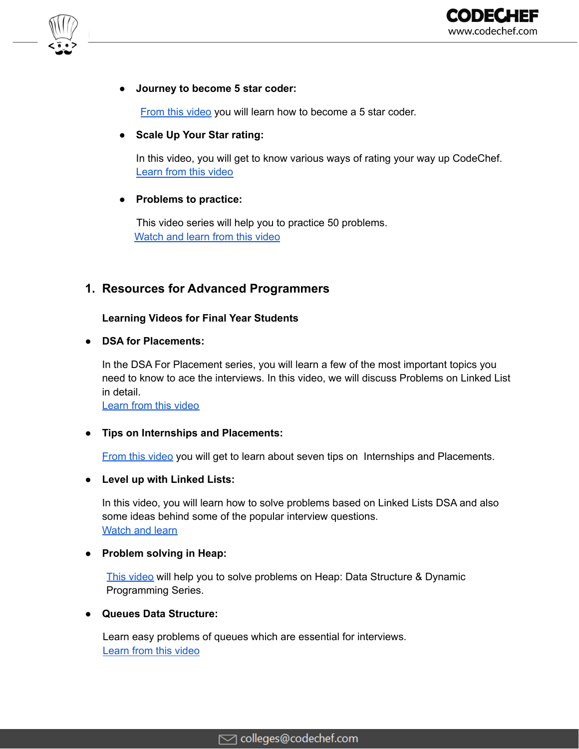- **Journey to become 5 star coder:**

  From this video you will learn how to become a 5 star coder.

- **Scale Up Your Star rating:**

  In this video, you will get to know various ways of rating your way up CodeChef.
  Learn from this video

- **Problems to practice:**

  This video series will help you to practice 50 problems.
  Watch and learn from this video

## 1. Resources for Advanced Programmers

**Learning Videos for Final Year Students**

- **DSA for Placements:**

  In the DSA For Placement series, you will learn a few of the most important topics you need to know to ace the interviews. In this video, we will discuss Problems on Linked List in detail.
  Learn from this video

- **Tips on Internships and Placements:**

  From this video you will get to learn about seven tips on Internships and Placements.

- **Level up with Linked Lists:**

  In this video, you will learn how to solve problems based on Linked Lists DSA and also some ideas behind some of the popular interview questions.
  Watch and learn

- **Problem solving in Heap:**

  This video will help you to solve problems on Heap: Data Structure & Dynamic Programming Series.

- **Queues Data Structure:**

  Learn easy problems of queues which are essential for interviews.
  Learn from this video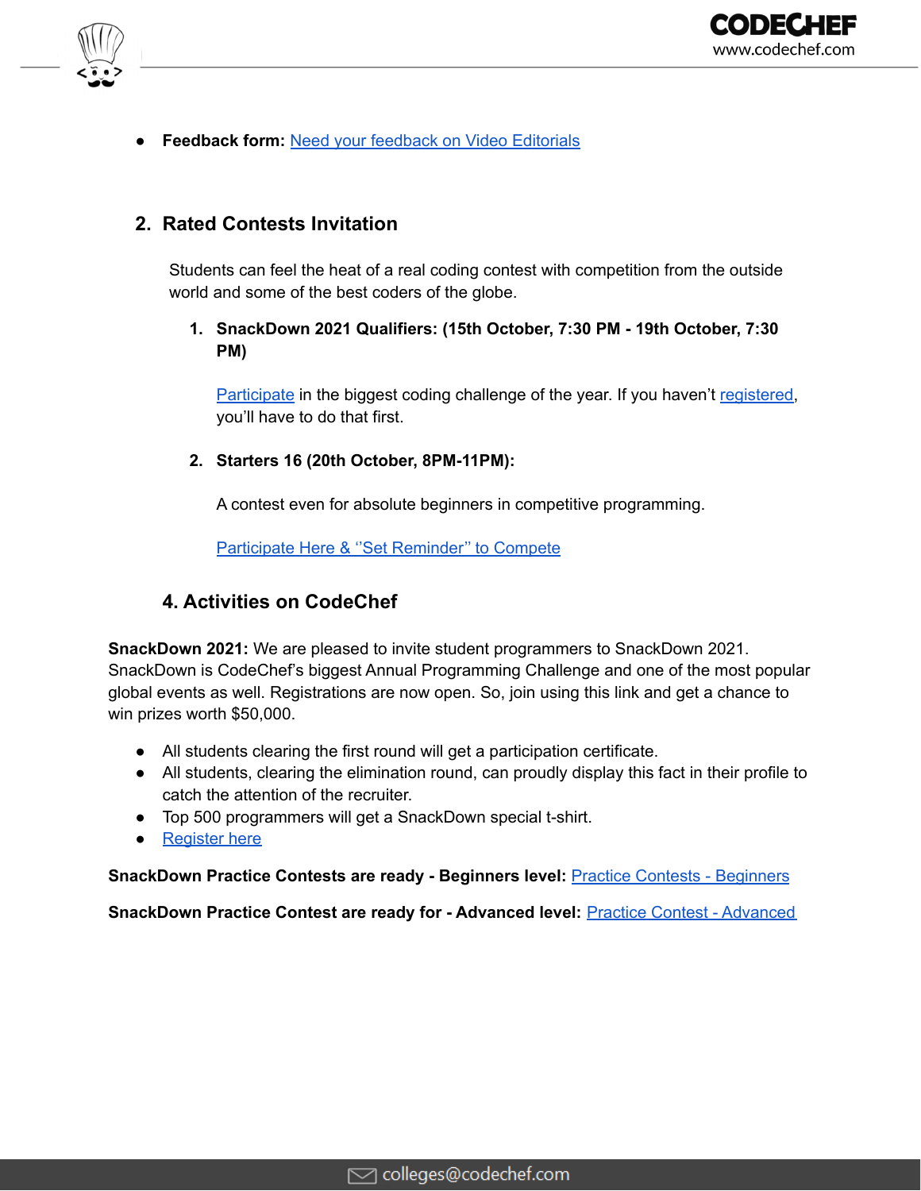- **Feedback form:** Need your feedback on Video Editorials

## 2. Rated Contests Invitation

Students can feel the heat of a real coding contest with competition from the outside world and some of the best coders of the globe.

1. **SnackDown 2021 Qualifiers: (15th October, 7:30 PM - 19th October, 7:30 PM)**

   Participate in the biggest coding challenge of the year. If you haven't registered, you'll have to do that first.

2. **Starters 16 (20th October, 8PM-11PM):**

   A contest even for absolute beginners in competitive programming.

   Participate Here & ''Set Reminder'' to Compete

## 4. Activities on CodeChef

**SnackDown 2021:** We are pleased to invite student programmers to SnackDown 2021. SnackDown is CodeChef's biggest Annual Programming Challenge and one of the most popular global events as well. Registrations are now open. So, join using this link and get a chance to win prizes worth $50,000.

- All students clearing the first round will get a participation certificate.
- All students, clearing the elimination round, can proudly display this fact in their profile to catch the attention of the recruiter.
- Top 500 programmers will get a SnackDown special t-shirt.
- Register here

**SnackDown Practice Contests are ready - Beginners level:** Practice Contests - Beginners

**SnackDown Practice Contest are ready for - Advanced level:** Practice Contest - Advanced